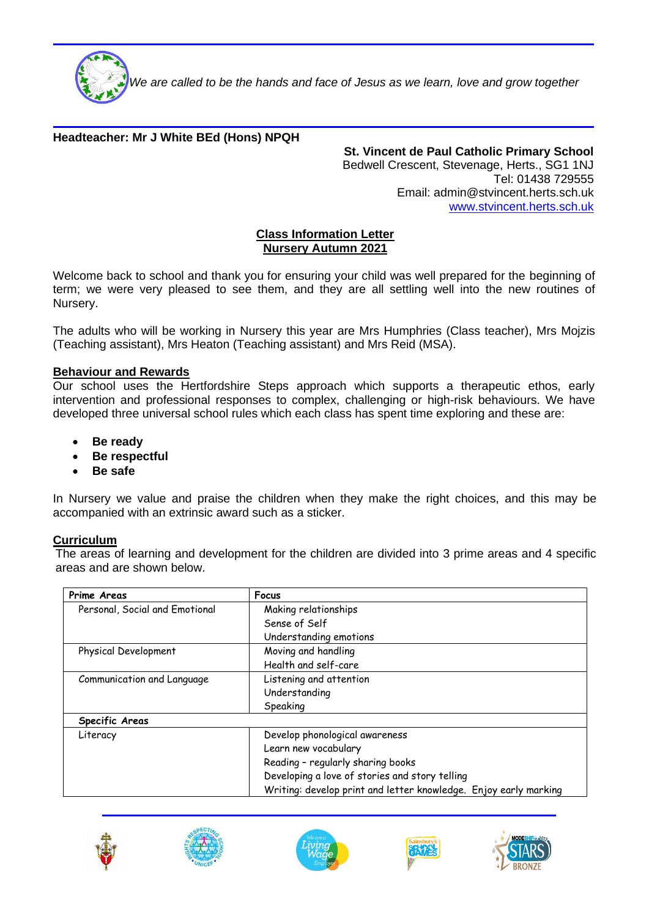*We are called to be the hands and face of Jesus as we learn, love and grow together*

**Headteacher: Mr J White BEd (Hons) NPQH**

**St. Vincent de Paul Catholic Primary School**
Bedwell Crescent, Stevenage, Herts., SG1 1NJ
Tel: 01438 729555
Email: admin@stvincent.herts.sch.uk
www.stvincent.herts.sch.uk

## Class Information Letter
## Nursery Autumn 2021

Welcome back to school and thank you for ensuring your child was well prepared for the beginning of term; we were very pleased to see them, and they are all settling well into the new routines of Nursery.

The adults who will be working in Nursery this year are Mrs Humphries (Class teacher), Mrs Mojzis (Teaching assistant), Mrs Heaton (Teaching assistant) and Mrs Reid (MSA).

### Behaviour and Rewards

Our school uses the Hertfordshire Steps approach which supports a therapeutic ethos, early intervention and professional responses to complex, challenging or high-risk behaviours. We have developed three universal school rules which each class has spent time exploring and these are:

- **Be ready**
- **Be respectful**
- **Be safe**

In Nursery we value and praise the children when they make the right choices, and this may be accompanied with an extrinsic award such as a sticker.

### Curriculum

The areas of learning and development for the children are divided into 3 prime areas and 4 specific areas and are shown below.

| **Prime Areas** | **Focus** |
|---|---|
| Personal, Social and Emotional | Making relationships<br>Sense of Self<br>Understanding emotions |
| Physical Development | Moving and handling<br>Health and self-care |
| Communication and Language | Listening and attention<br>Understanding<br>Speaking |
| **Specific Areas** | |
| Literacy | Develop phonological awareness<br>Learn new vocabulary<br>Reading – regularly sharing books<br>Developing a love of stories and story telling<br>Writing: develop print and letter knowledge. Enjoy early marking |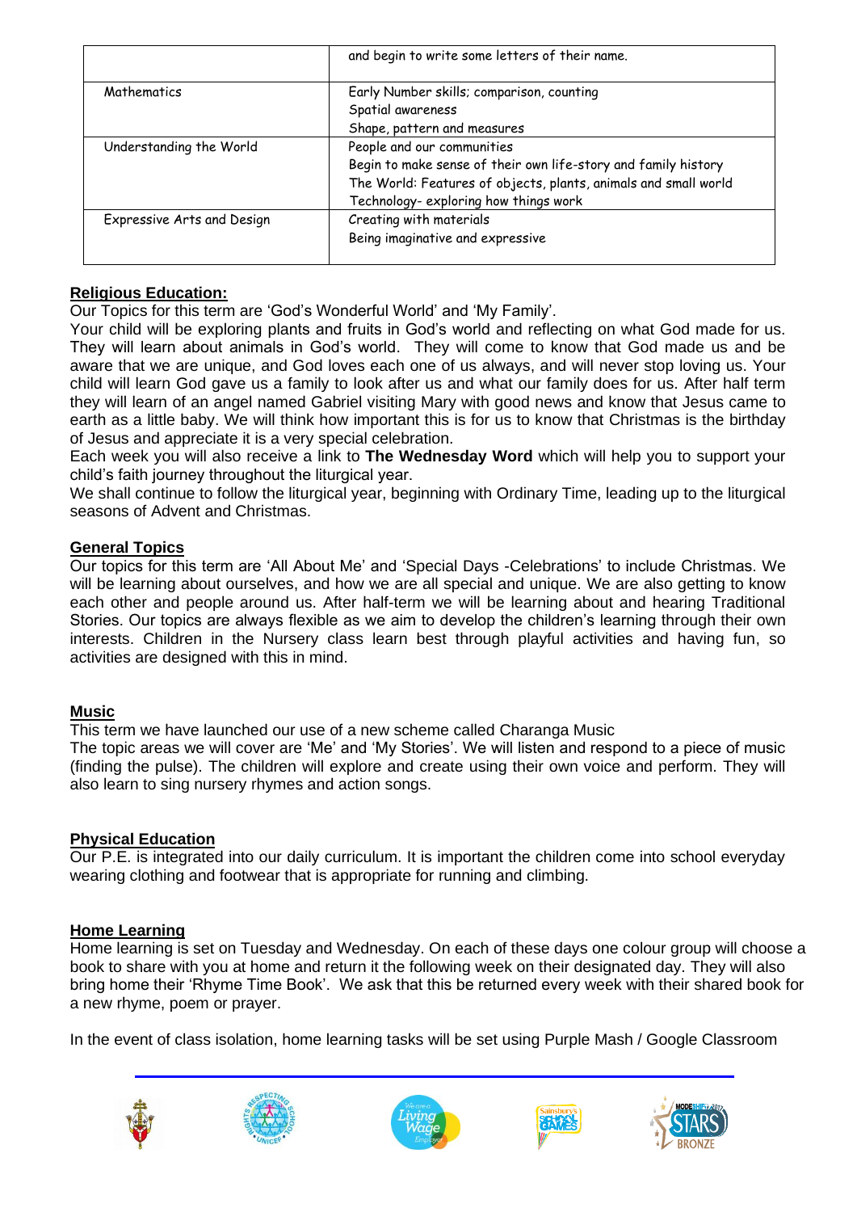|  |  |
| --- | --- |
|  | and begin to write some letters of their name. |
| Mathematics | Early Number skills; comparison, counting<br>Spatial awareness<br>Shape, pattern and measures |
| Understanding the World | People and our communities<br>Begin to make sense of their own life-story and family history<br>The World: Features of objects, plants, animals and small world<br>Technology- exploring how things work |
| Expressive Arts and Design | Creating with materials<br>Being imaginative and expressive |

## Religious Education:

Our Topics for this term are 'God's Wonderful World' and 'My Family'.

Your child will be exploring plants and fruits in God's world and reflecting on what God made for us. They will learn about animals in God's world. They will come to know that God made us and be aware that we are unique, and God loves each one of us always, and will never stop loving us. Your child will learn God gave us a family to look after us and what our family does for us. After half term they will learn of an angel named Gabriel visiting Mary with good news and know that Jesus came to earth as a little baby. We will think how important this is for us to know that Christmas is the birthday of Jesus and appreciate it is a very special celebration.

Each week you will also receive a link to **The Wednesday Word** which will help you to support your child's faith journey throughout the liturgical year.

We shall continue to follow the liturgical year, beginning with Ordinary Time, leading up to the liturgical seasons of Advent and Christmas.

## General Topics

Our topics for this term are 'All About Me' and 'Special Days -Celebrations' to include Christmas. We will be learning about ourselves, and how we are all special and unique. We are also getting to know each other and people around us. After half-term we will be learning about and hearing Traditional Stories. Our topics are always flexible as we aim to develop the children's learning through their own interests. Children in the Nursery class learn best through playful activities and having fun, so activities are designed with this in mind.

## Music

This term we have launched our use of a new scheme called Charanga Music

The topic areas we will cover are 'Me' and 'My Stories'. We will listen and respond to a piece of music (finding the pulse). The children will explore and create using their own voice and perform. They will also learn to sing nursery rhymes and action songs.

## Physical Education

Our P.E. is integrated into our daily curriculum. It is important the children come into school everyday wearing clothing and footwear that is appropriate for running and climbing.

## Home Learning

Home learning is set on Tuesday and Wednesday. On each of these days one colour group will choose a book to share with you at home and return it the following week on their designated day. They will also bring home their 'Rhyme Time Book'. We ask that this be returned every week with their shared book for a new rhyme, poem or prayer.

In the event of class isolation, home learning tasks will be set using Purple Mash / Google Classroom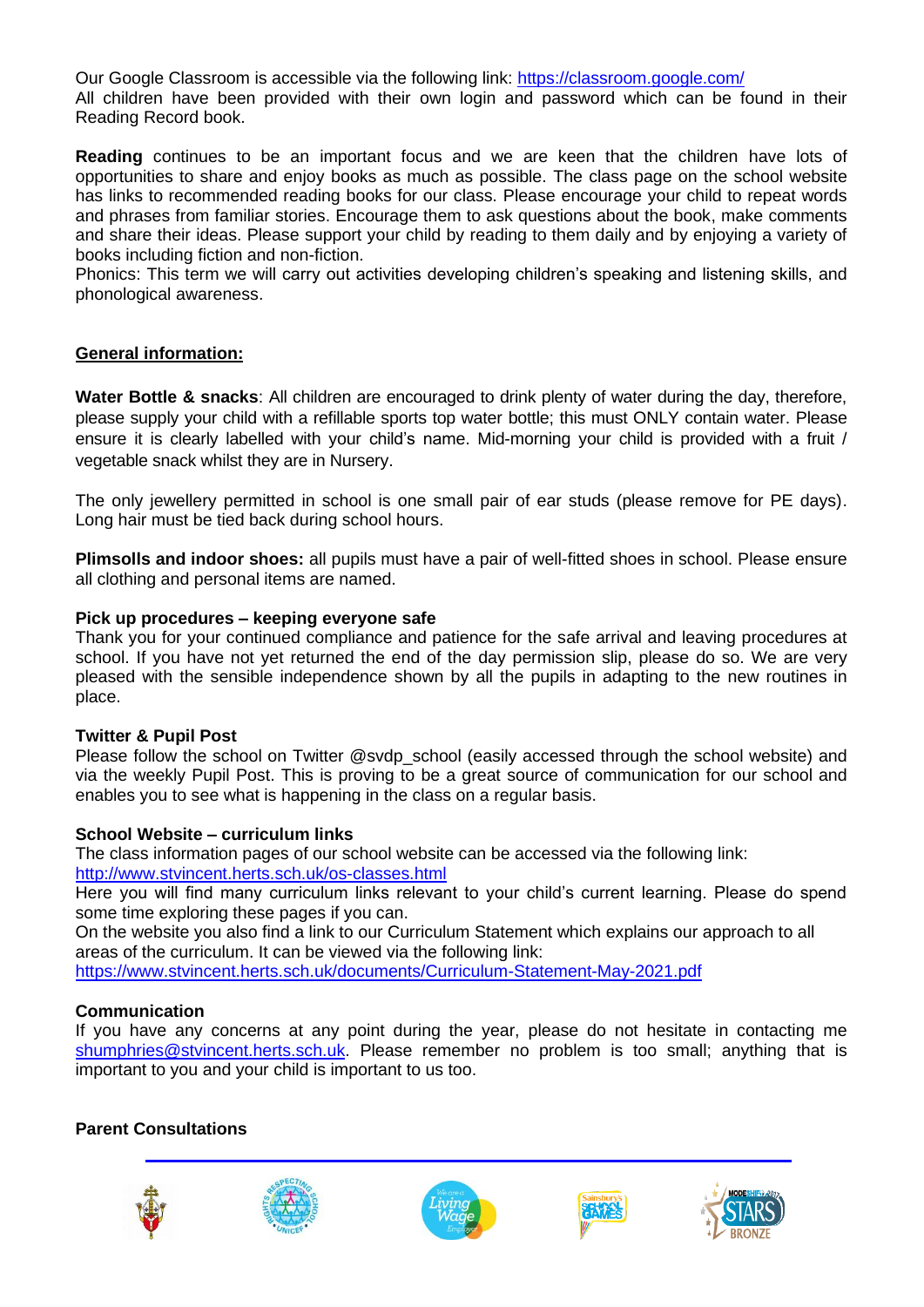Our Google Classroom is accessible via the following link: https://classroom.google.com/
All children have been provided with their own login and password which can be found in their Reading Record book.

**Reading** continues to be an important focus and we are keen that the children have lots of opportunities to share and enjoy books as much as possible. The class page on the school website has links to recommended reading books for our class. Please encourage your child to repeat words and phrases from familiar stories. Encourage them to ask questions about the book, make comments and share their ideas. Please support your child by reading to them daily and by enjoying a variety of books including fiction and non-fiction.
Phonics: This term we will carry out activities developing children's speaking and listening skills, and phonological awareness.

**General information:**

**Water Bottle & snacks**: All children are encouraged to drink plenty of water during the day, therefore, please supply your child with a refillable sports top water bottle; this must ONLY contain water. Please ensure it is clearly labelled with your child's name. Mid-morning your child is provided with a fruit / vegetable snack whilst they are in Nursery.

The only jewellery permitted in school is one small pair of ear studs (please remove for PE days). Long hair must be tied back during school hours.

**Plimsolls and indoor shoes:** all pupils must have a pair of well-fitted shoes in school. Please ensure all clothing and personal items are named.

**Pick up procedures – keeping everyone safe**
Thank you for your continued compliance and patience for the safe arrival and leaving procedures at school. If you have not yet returned the end of the day permission slip, please do so. We are very pleased with the sensible independence shown by all the pupils in adapting to the new routines in place.

**Twitter & Pupil Post**
Please follow the school on Twitter @svdp_school (easily accessed through the school website) and via the weekly Pupil Post. This is proving to be a great source of communication for our school and enables you to see what is happening in the class on a regular basis.

**School Website – curriculum links**
The class information pages of our school website can be accessed via the following link:
http://www.stvincent.herts.sch.uk/os-classes.html
Here you will find many curriculum links relevant to your child's current learning. Please do spend some time exploring these pages if you can.
On the website you also find a link to our Curriculum Statement which explains our approach to all areas of the curriculum. It can be viewed via the following link:
https://www.stvincent.herts.sch.uk/documents/Curriculum-Statement-May-2021.pdf

**Communication**
If you have any concerns at any point during the year, please do not hesitate in contacting me shumphries@stvincent.herts.sch.uk. Please remember no problem is too small; anything that is important to you and your child is important to us too.

**Parent Consultations**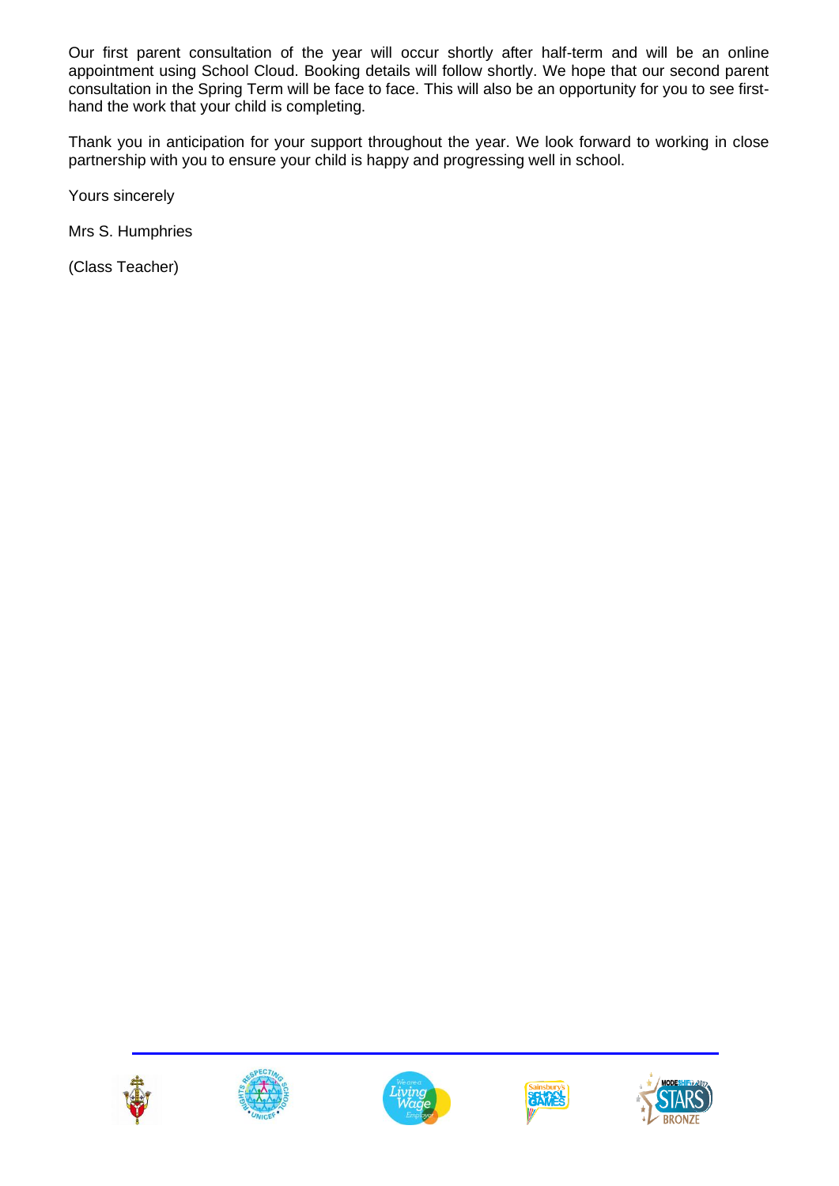Our first parent consultation of the year will occur shortly after half-term and will be an online appointment using School Cloud. Booking details will follow shortly. We hope that our second parent consultation in the Spring Term will be face to face. This will also be an opportunity for you to see first-hand the work that your child is completing.

Thank you in anticipation for your support throughout the year. We look forward to working in close partnership with you to ensure your child is happy and progressing well in school.

Yours sincerely

Mrs S. Humphries

(Class Teacher)